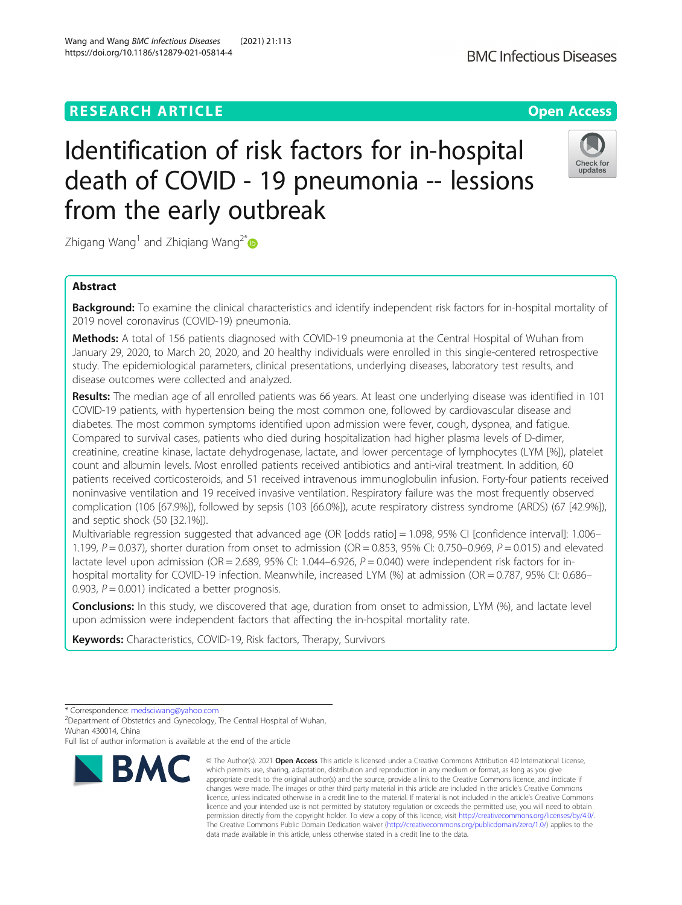RESEARCH ARTICLE

Open Access

# Identification of risk factors for in-hospital death of COVID - 19 pneumonia -- lessions from the early outbreak

Zhigang Wang[1] and Zhiqiang Wang[2*]

## Abstract

**Background:** To examine the clinical characteristics and identify independent risk factors for in-hospital mortality of 2019 novel coronavirus (COVID-19) pneumonia.

**Methods:** A total of 156 patients diagnosed with COVID-19 pneumonia at the Central Hospital of Wuhan from January 29, 2020, to March 20, 2020, and 20 healthy individuals were enrolled in this single-centered retrospective study. The epidemiological parameters, clinical presentations, underlying diseases, laboratory test results, and disease outcomes were collected and analyzed.

**Results:** The median age of all enrolled patients was 66 years. At least one underlying disease was identified in 101 COVID-19 patients, with hypertension being the most common one, followed by cardiovascular disease and diabetes. The most common symptoms identified upon admission were fever, cough, dyspnea, and fatigue. Compared to survival cases, patients who died during hospitalization had higher plasma levels of D-dimer, creatinine, creatine kinase, lactate dehydrogenase, lactate, and lower percentage of lymphocytes (LYM [%]), platelet count and albumin levels. Most enrolled patients received antibiotics and anti-viral treatment. In addition, 60 patients received corticosteroids, and 51 received intravenous immunoglobulin infusion. Forty-four patients received noninvasive ventilation and 19 received invasive ventilation. Respiratory failure was the most frequently observed complication (106 [67.9%]), followed by sepsis (103 [66.0%]), acute respiratory distress syndrome (ARDS) (67 [42.9%]), and septic shock (50 [32.1%]).

Multivariable regression suggested that advanced age (OR [odds ratio] = 1.098, 95% CI [confidence interval]: 1.006–1.199, $P = 0.037$), shorter duration from onset to admission (OR = 0.853, 95% CI: 0.750–0.969, $P = 0.015$) and elevated lactate level upon admission (OR = 2.689, 95% CI: 1.044–6.926, $P = 0.040$) were independent risk factors for in-hospital mortality for COVID-19 infection. Meanwhile, increased LYM (%) at admission (OR = 0.787, 95% CI: 0.686–0.903, $P = 0.001$) indicated a better prognosis.

**Conclusions:** In this study, we discovered that age, duration from onset to admission, LYM (%), and lactate level upon admission were independent factors that affecting the in-hospital mortality rate.

**Keywords:** Characteristics, COVID-19, Risk factors, Therapy, Survivors

---

* Correspondence: medsciwang@yahoo.com

[2]Department of Obstetrics and Gynecology, The Central Hospital of Wuhan, Wuhan 430014, China

Full list of author information is available at the end of the article

© The Author(s). 2021 **Open Access** This article is licensed under a Creative Commons Attribution 4.0 International License, which permits use, sharing, adaptation, distribution and reproduction in any medium or format, as long as you give appropriate credit to the original author(s) and the source, provide a link to the Creative Commons licence, and indicate if changes were made. The images or other third party material in this article are included in the article's Creative Commons licence, unless indicated otherwise in a credit line to the material. If material is not included in the article's Creative Commons licence and your intended use is not permitted by statutory regulation or exceeds the permitted use, you will need to obtain permission directly from the copyright holder. To view a copy of this licence, visit http://creativecommons.org/licenses/by/4.0/. The Creative Commons Public Domain Dedication waiver (http://creativecommons.org/publicdomain/zero/1.0/) applies to the data made available in this article, unless otherwise stated in a credit line to the data.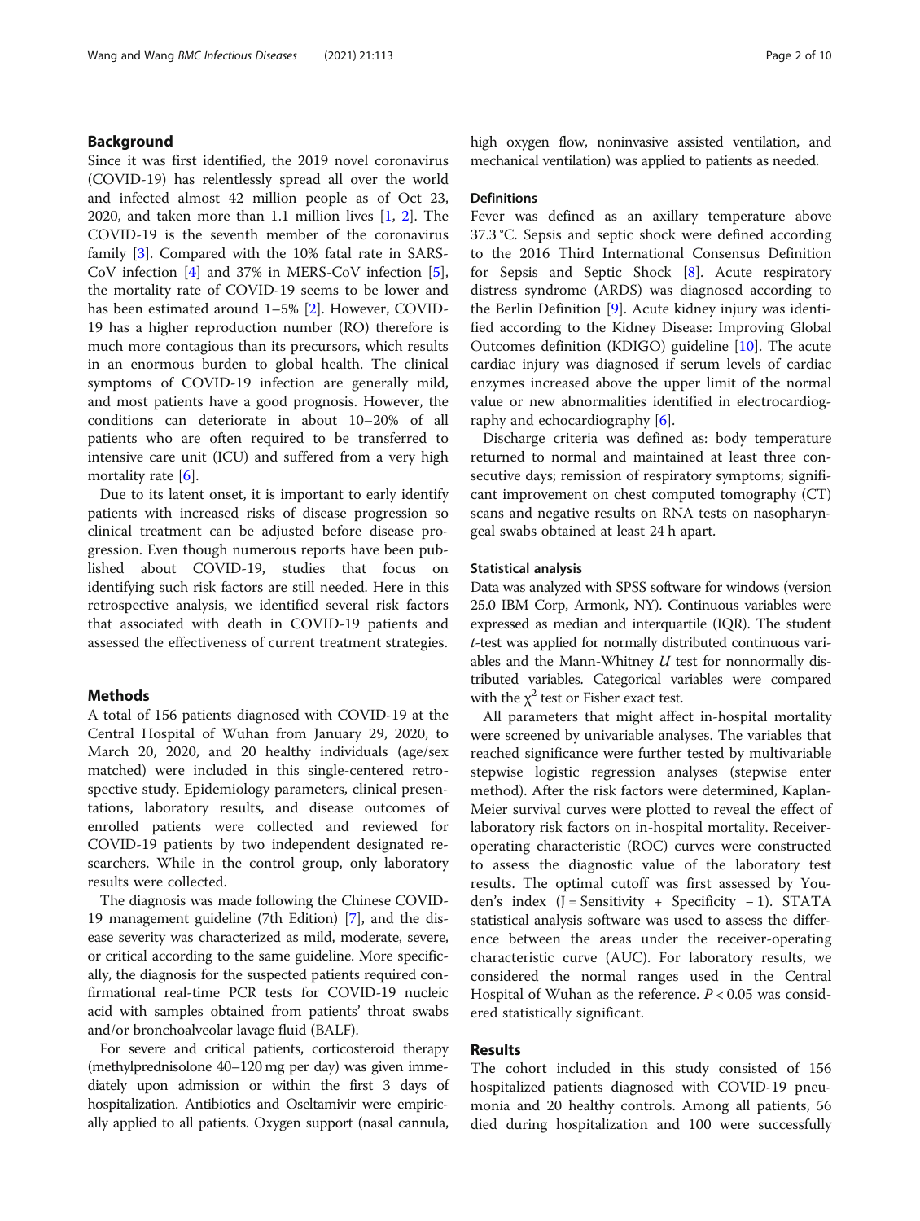## Background

Since it was first identified, the 2019 novel coronavirus (COVID-19) has relentlessly spread all over the world and infected almost 42 million people as of Oct 23, 2020, and taken more than 1.1 million lives [1, 2]. The COVID-19 is the seventh member of the coronavirus family [3]. Compared with the 10% fatal rate in SARS-CoV infection [4] and 37% in MERS-CoV infection [5], the mortality rate of COVID-19 seems to be lower and has been estimated around 1–5% [2]. However, COVID-19 has a higher reproduction number (RO) therefore is much more contagious than its precursors, which results in an enormous burden to global health. The clinical symptoms of COVID-19 infection are generally mild, and most patients have a good prognosis. However, the conditions can deteriorate in about 10–20% of all patients who are often required to be transferred to intensive care unit (ICU) and suffered from a very high mortality rate [6].

Due to its latent onset, it is important to early identify patients with increased risks of disease progression so clinical treatment can be adjusted before disease progression. Even though numerous reports have been published about COVID-19, studies that focus on identifying such risk factors are still needed. Here in this retrospective analysis, we identified several risk factors that associated with death in COVID-19 patients and assessed the effectiveness of current treatment strategies.

## Methods

A total of 156 patients diagnosed with COVID-19 at the Central Hospital of Wuhan from January 29, 2020, to March 20, 2020, and 20 healthy individuals (age/sex matched) were included in this single-centered retrospective study. Epidemiology parameters, clinical presentations, laboratory results, and disease outcomes of enrolled patients were collected and reviewed for COVID-19 patients by two independent designated researchers. While in the control group, only laboratory results were collected.

The diagnosis was made following the Chinese COVID-19 management guideline (7th Edition) [7], and the disease severity was characterized as mild, moderate, severe, or critical according to the same guideline. More specifically, the diagnosis for the suspected patients required confirmational real-time PCR tests for COVID-19 nucleic acid with samples obtained from patients' throat swabs and/or bronchoalveolar lavage fluid (BALF).

For severe and critical patients, corticosteroid therapy (methylprednisolone 40–120 mg per day) was given immediately upon admission or within the first 3 days of hospitalization. Antibiotics and Oseltamivir were empirically applied to all patients. Oxygen support (nasal cannula, high oxygen flow, noninvasive assisted ventilation, and mechanical ventilation) was applied to patients as needed.

### Definitions

Fever was defined as an axillary temperature above 37.3 °C. Sepsis and septic shock were defined according to the 2016 Third International Consensus Definition for Sepsis and Septic Shock [8]. Acute respiratory distress syndrome (ARDS) was diagnosed according to the Berlin Definition [9]. Acute kidney injury was identified according to the Kidney Disease: Improving Global Outcomes definition (KDIGO) guideline [10]. The acute cardiac injury was diagnosed if serum levels of cardiac enzymes increased above the upper limit of the normal value or new abnormalities identified in electrocardiography and echocardiography [6].

Discharge criteria was defined as: body temperature returned to normal and maintained at least three consecutive days; remission of respiratory symptoms; significant improvement on chest computed tomography (CT) scans and negative results on RNA tests on nasopharyngeal swabs obtained at least 24 h apart.

### Statistical analysis

Data was analyzed with SPSS software for windows (version 25.0 IBM Corp, Armonk, NY). Continuous variables were expressed as median and interquartile (IQR). The student *t*-test was applied for normally distributed continuous variables and the Mann-Whitney *U* test for nonnormally distributed variables. Categorical variables were compared with the $\chi^2$ test or Fisher exact test.

All parameters that might affect in-hospital mortality were screened by univariable analyses. The variables that reached significance were further tested by multivariable stepwise logistic regression analyses (stepwise enter method). After the risk factors were determined, Kaplan-Meier survival curves were plotted to reveal the effect of laboratory risk factors on in-hospital mortality. Receiver-operating characteristic (ROC) curves were constructed to assess the diagnostic value of the laboratory test results. The optimal cutoff was first assessed by Youden's index ($J = \text{Sensitivity} + \text{Specificity} - 1$). STATA statistical analysis software was used to assess the difference between the areas under the receiver-operating characteristic curve (AUC). For laboratory results, we considered the normal ranges used in the Central Hospital of Wuhan as the reference. $P < 0.05$ was considered statistically significant.

## Results

The cohort included in this study consisted of 156 hospitalized patients diagnosed with COVID-19 pneumonia and 20 healthy controls. Among all patients, 56 died during hospitalization and 100 were successfully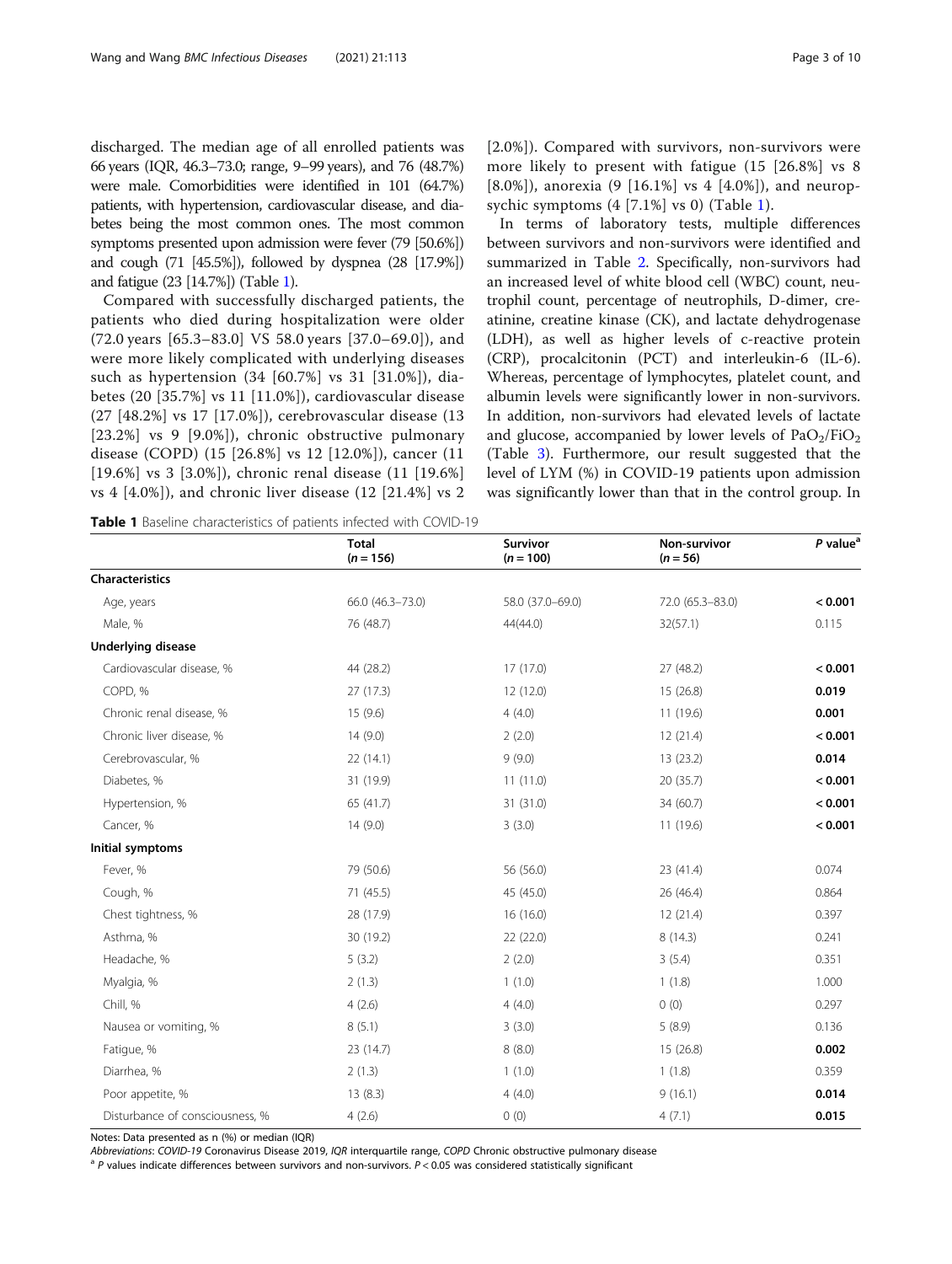discharged. The median age of all enrolled patients was 66 years (IQR, 46.3–73.0; range, 9–99 years), and 76 (48.7%) were male. Comorbidities were identified in 101 (64.7%) patients, with hypertension, cardiovascular disease, and diabetes being the most common ones. The most common symptoms presented upon admission were fever (79 [50.6%]) and cough (71 [45.5%]), followed by dyspnea (28 [17.9%]) and fatigue (23 [14.7%]) (Table 1).

Compared with successfully discharged patients, the patients who died during hospitalization were older (72.0 years [65.3–83.0] VS 58.0 years [37.0–69.0]), and were more likely complicated with underlying diseases such as hypertension (34 [60.7%] vs 31 [31.0%]), diabetes (20 [35.7%] vs 11 [11.0%]), cardiovascular disease (27 [48.2%] vs 17 [17.0%]), cerebrovascular disease (13 [23.2%] vs 9 [9.0%]), chronic obstructive pulmonary disease (COPD) (15 [26.8%] vs 12 [12.0%]), cancer (11 [19.6%] vs 3 [3.0%]), chronic renal disease (11 [19.6%] vs 4 [4.0%]), and chronic liver disease (12 [21.4%] vs 2 [2.0%]). Compared with survivors, non-survivors were more likely to present with fatigue (15 [26.8%] vs 8 [8.0%]), anorexia (9 [16.1%] vs 4 [4.0%]), and neuropsychic symptoms (4 [7.1%] vs 0) (Table 1).

In terms of laboratory tests, multiple differences between survivors and non-survivors were identified and summarized in Table 2. Specifically, non-survivors had an increased level of white blood cell (WBC) count, neutrophil count, percentage of neutrophils, D-dimer, creatinine, creatine kinase (CK), and lactate dehydrogenase (LDH), as well as higher levels of c-reactive protein (CRP), procalcitonin (PCT) and interleukin-6 (IL-6). Whereas, percentage of lymphocytes, platelet count, and albumin levels were significantly lower in non-survivors. In addition, non-survivors had elevated levels of lactate and glucose, accompanied by lower levels of $PaO_2/FiO_2$ (Table 3). Furthermore, our result suggested that the level of LYM (%) in COVID-19 patients upon admission was significantly lower than that in the control group. In

**Table 1** Baseline characteristics of patients infected with COVID-19

| | Total (n = 156) | Survivor (n = 100) | Non-survivor (n = 56) | P value[a] |
|---|---|---|---|---|
| **Characteristics** | | | | |
| Age, years | 66.0 (46.3–73.0) | 58.0 (37.0–69.0) | 72.0 (65.3–83.0) | **< 0.001** |
| Male, % | 76 (48.7) | 44(44.0) | 32(57.1) | 0.115 |
| **Underlying disease** | | | | |
| Cardiovascular disease, % | 44 (28.2) | 17 (17.0) | 27 (48.2) | **< 0.001** |
| COPD, % | 27 (17.3) | 12 (12.0) | 15 (26.8) | **0.019** |
| Chronic renal disease, % | 15 (9.6) | 4 (4.0) | 11 (19.6) | **0.001** |
| Chronic liver disease, % | 14 (9.0) | 2 (2.0) | 12 (21.4) | **< 0.001** |
| Cerebrovascular, % | 22 (14.1) | 9 (9.0) | 13 (23.2) | **0.014** |
| Diabetes, % | 31 (19.9) | 11 (11.0) | 20 (35.7) | **< 0.001** |
| Hypertension, % | 65 (41.7) | 31 (31.0) | 34 (60.7) | **< 0.001** |
| Cancer, % | 14 (9.0) | 3 (3.0) | 11 (19.6) | **< 0.001** |
| **Initial symptoms** | | | | |
| Fever, % | 79 (50.6) | 56 (56.0) | 23 (41.4) | 0.074 |
| Cough, % | 71 (45.5) | 45 (45.0) | 26 (46.4) | 0.864 |
| Chest tightness, % | 28 (17.9) | 16 (16.0) | 12 (21.4) | 0.397 |
| Asthma, % | 30 (19.2) | 22 (22.0) | 8 (14.3) | 0.241 |
| Headache, % | 5 (3.2) | 2 (2.0) | 3 (5.4) | 0.351 |
| Myalgia, % | 2 (1.3) | 1 (1.0) | 1 (1.8) | 1.000 |
| Chill, % | 4 (2.6) | 4 (4.0) | 0 (0) | 0.297 |
| Nausea or vomiting, % | 8 (5.1) | 3 (3.0) | 5 (8.9) | 0.136 |
| Fatigue, % | 23 (14.7) | 8 (8.0) | 15 (26.8) | **0.002** |
| Diarrhea, % | 2 (1.3) | 1 (1.0) | 1 (1.8) | 0.359 |
| Poor appetite, % | 13 (8.3) | 4 (4.0) | 9 (16.1) | **0.014** |
| Disturbance of consciousness, % | 4 (2.6) | 0 (0) | 4 (7.1) | **0.015** |

Notes: Data presented as n (%) or median (IQR)

*Abbreviations*: *COVID-19* Coronavirus Disease 2019, *IQR* interquartile range, *COPD* Chronic obstructive pulmonary disease

[a] *P* values indicate differences between survivors and non-survivors. $P < 0.05$ was considered statistically significant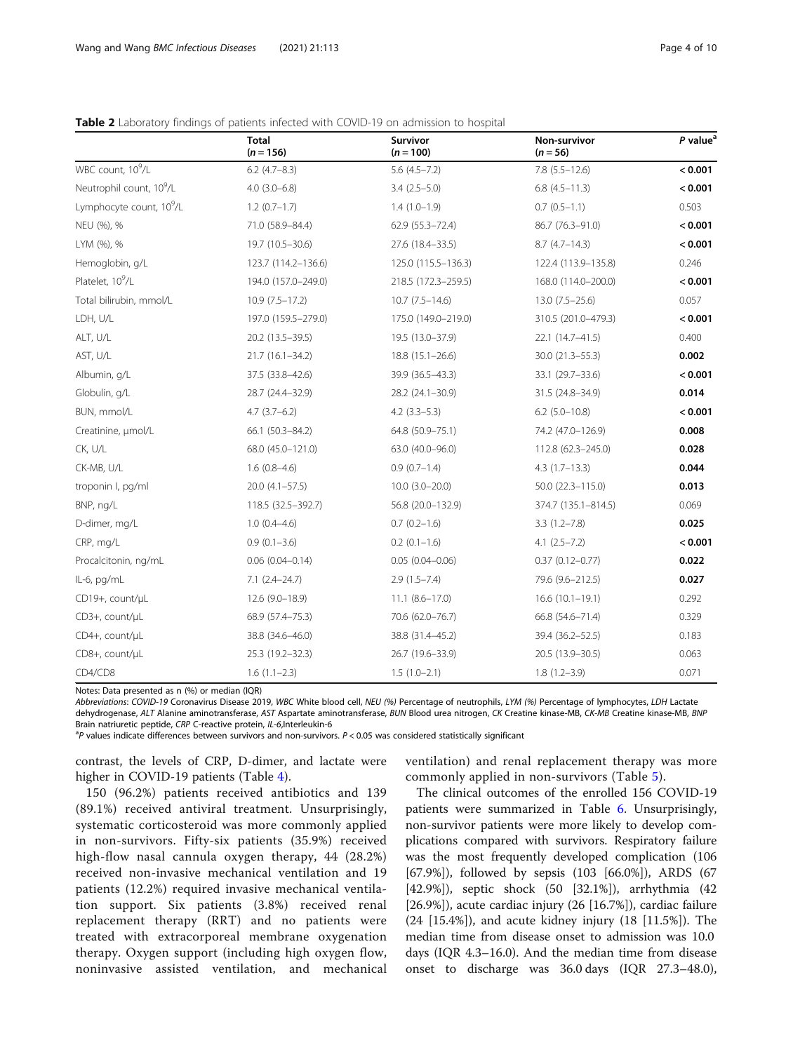**Table 2** Laboratory findings of patients infected with COVID-19 on admission to hospital

|  | Total ($n = 156$) | Survivor ($n = 100$) | Non-survivor ($n = 56$) | *P* value[a] |
|---|---|---|---|---|
| WBC count, $10^9$/L | 6.2 (4.7–8.3) | 5.6 (4.5–7.2) | 7.8 (5.5–12.6) | **< 0.001** |
| Neutrophil count, $10^9$/L | 4.0 (3.0–6.8) | 3.4 (2.5–5.0) | 6.8 (4.5–11.3) | **< 0.001** |
| Lymphocyte count, $10^9$/L | 1.2 (0.7–1.7) | 1.4 (1.0–1.9) | 0.7 (0.5–1.1) | 0.503 |
| NEU (%), % | 71.0 (58.9–84.4) | 62.9 (55.3–72.4) | 86.7 (76.3–91.0) | **< 0.001** |
| LYM (%), % | 19.7 (10.5–30.6) | 27.6 (18.4–33.5) | 8.7 (4.7–14.3) | **< 0.001** |
| Hemoglobin, g/L | 123.7 (114.2–136.6) | 125.0 (115.5–136.3) | 122.4 (113.9–135.8) | 0.246 |
| Platelet, $10^9$/L | 194.0 (157.0–249.0) | 218.5 (172.3–259.5) | 168.0 (114.0–200.0) | **< 0.001** |
| Total bilirubin, mmol/L | 10.9 (7.5–17.2) | 10.7 (7.5–14.6) | 13.0 (7.5–25.6) | 0.057 |
| LDH, U/L | 197.0 (159.5–279.0) | 175.0 (149.0–219.0) | 310.5 (201.0–479.3) | **< 0.001** |
| ALT, U/L | 20.2 (13.5–39.5) | 19.5 (13.0–37.9) | 22.1 (14.7–41.5) | 0.400 |
| AST, U/L | 21.7 (16.1–34.2) | 18.8 (15.1–26.6) | 30.0 (21.3–55.3) | **0.002** |
| Albumin, g/L | 37.5 (33.8–42.6) | 39.9 (36.5–43.3) | 33.1 (29.7–33.6) | **< 0.001** |
| Globulin, g/L | 28.7 (24.4–32.9) | 28.2 (24.1–30.9) | 31.5 (24.8–34.9) | **0.014** |
| BUN, mmol/L | 4.7 (3.7–6.2) | 4.2 (3.3–5.3) | 6.2 (5.0–10.8) | **< 0.001** |
| Creatinine, μmol/L | 66.1 (50.3–84.2) | 64.8 (50.9–75.1) | 74.2 (47.0–126.9) | **0.008** |
| CK, U/L | 68.0 (45.0–121.0) | 63.0 (40.0–96.0) | 112.8 (62.3–245.0) | **0.028** |
| CK-MB, U/L | 1.6 (0.8–4.6) | 0.9 (0.7–1.4) | 4.3 (1.7–13.3) | **0.044** |
| troponin I, pg/ml | 20.0 (4.1–57.5) | 10.0 (3.0–20.0) | 50.0 (22.3–115.0) | **0.013** |
| BNP, ng/L | 118.5 (32.5–392.7) | 56.8 (20.0–132.9) | 374.7 (135.1–814.5) | 0.069 |
| D-dimer, mg/L | 1.0 (0.4–4.6) | 0.7 (0.2–1.6) | 3.3 (1.2–7.8) | **0.025** |
| CRP, mg/L | 0.9 (0.1–3.6) | 0.2 (0.1–1.6) | 4.1 (2.5–7.2) | **< 0.001** |
| Procalcitonin, ng/mL | 0.06 (0.04–0.14) | 0.05 (0.04–0.06) | 0.37 (0.12–0.77) | **0.022** |
| IL-6, pg/mL | 7.1 (2.4–24.7) | 2.9 (1.5–7.4) | 79.6 (9.6–212.5) | **0.027** |
| CD19+, count/μL | 12.6 (9.0–18.9) | 11.1 (8.6–17.0) | 16.6 (10.1–19.1) | 0.292 |
| CD3+, count/μL | 68.9 (57.4–75.3) | 70.6 (62.0–76.7) | 66.8 (54.6–71.4) | 0.329 |
| CD4+, count/μL | 38.8 (34.6–46.0) | 38.8 (31.4–45.2) | 39.4 (36.2–52.5) | 0.183 |
| CD8+, count/μL | 25.3 (19.2–32.3) | 26.7 (19.6–33.9) | 20.5 (13.9–30.5) | 0.063 |
| CD4/CD8 | 1.6 (1.1–2.3) | 1.5 (1.0–2.1) | 1.8 (1.2–3.9) | 0.071 |

Notes: Data presented as n (%) or median (IQR)

*Abbreviations*: *COVID-19* Coronavirus Disease 2019, *WBC* White blood cell, *NEU (%)* Percentage of neutrophils, *LYM (%)* Percentage of lymphocytes, *LDH* Lactate dehydrogenase, *ALT* Alanine aminotransferase, *AST* Aspartate aminotransferase, *BUN* Blood urea nitrogen, *CK* Creatine kinase-MB, *CK-MB* Creatine kinase-MB, *BNP* Brain natriuretic peptide, *CRP* C-reactive protein, *IL-6*,Interleukin-6

[a] *P* values indicate differences between survivors and non-survivors. $P < 0.05$ was considered statistically significant

contrast, the levels of CRP, D-dimer, and lactate were higher in COVID-19 patients (Table 4).

150 (96.2%) patients received antibiotics and 139 (89.1%) received antiviral treatment. Unsurprisingly, systematic corticosteroid was more commonly applied in non-survivors. Fifty-six patients (35.9%) received high-flow nasal cannula oxygen therapy, 44 (28.2%) received non-invasive mechanical ventilation and 19 patients (12.2%) required invasive mechanical ventilation support. Six patients (3.8%) received renal replacement therapy (RRT) and no patients were treated with extracorporeal membrane oxygenation therapy. Oxygen support (including high oxygen flow, noninvasive assisted ventilation, and mechanical ventilation) and renal replacement therapy was more commonly applied in non-survivors (Table 5).

The clinical outcomes of the enrolled 156 COVID-19 patients were summarized in Table 6. Unsurprisingly, non-survivor patients were more likely to develop complications compared with survivors. Respiratory failure was the most frequently developed complication (106 [67.9%]), followed by sepsis (103 [66.0%]), ARDS (67 [42.9%]), septic shock (50 [32.1%]), arrhythmia (42 [26.9%]), acute cardiac injury (26 [16.7%]), cardiac failure (24 [15.4%]), and acute kidney injury (18 [11.5%]). The median time from disease onset to admission was 10.0 days (IQR 4.3–16.0). And the median time from disease onset to discharge was 36.0 days (IQR 27.3–48.0),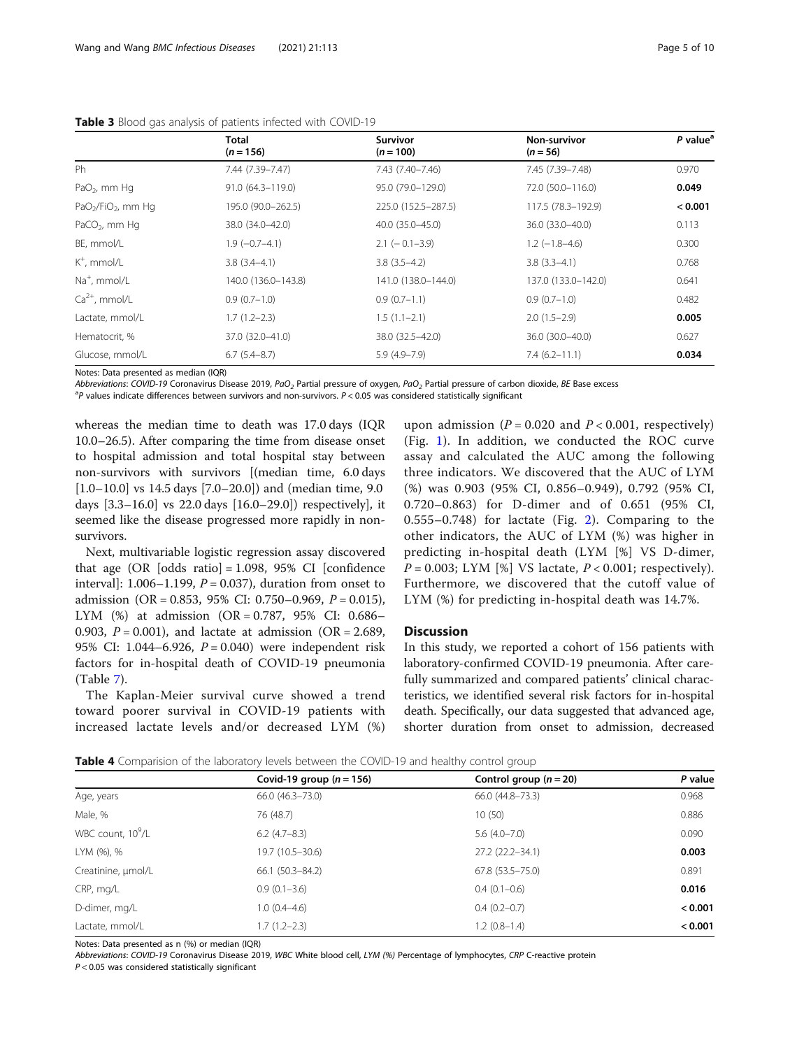**Table 3** Blood gas analysis of patients infected with COVID-19

| | Total ($n = 156$) | Survivor ($n = 100$) | Non-survivor ($n = 56$) | *P* value[a] |
|---|---|---|---|---|
| Ph | 7.44 (7.39–7.47) | 7.43 (7.40–7.46) | 7.45 (7.39–7.48) | 0.970 |
| $PaO_2$, mm Hg | 91.0 (64.3–119.0) | 95.0 (79.0–129.0) | 72.0 (50.0–116.0) | **0.049** |
| $PaO_2/FiO_2$, mm Hg | 195.0 (90.0–262.5) | 225.0 (152.5–287.5) | 117.5 (78.3–192.9) | **< 0.001** |
| $PaCO_2$, mm Hg | 38.0 (34.0–42.0) | 40.0 (35.0–45.0) | 36.0 (33.0–40.0) | 0.113 |
| BE, mmol/L | 1.9 (−0.7–4.1) | 2.1 (− 0.1–3.9) | 1.2 (−1.8–4.6) | 0.300 |
| $K^+$, mmol/L | 3.8 (3.4–4.1) | 3.8 (3.5–4.2) | 3.8 (3.3–4.1) | 0.768 |
| $Na^+$, mmol/L | 140.0 (136.0–143.8) | 141.0 (138.0–144.0) | 137.0 (133.0–142.0) | 0.641 |
| $Ca^{2+}$, mmol/L | 0.9 (0.7–1.0) | 0.9 (0.7–1.1) | 0.9 (0.7–1.0) | 0.482 |
| Lactate, mmol/L | 1.7 (1.2–2.3) | 1.5 (1.1–2.1) | 2.0 (1.5–2.9) | **0.005** |
| Hematocrit, % | 37.0 (32.0–41.0) | 38.0 (32.5–42.0) | 36.0 (30.0–40.0) | 0.627 |
| Glucose, mmol/L | 6.7 (5.4–8.7) | 5.9 (4.9–7.9) | 7.4 (6.2–11.1) | **0.034** |

Notes: Data presented as median (IQR)

*Abbreviations*: *COVID-19* Coronavirus Disease 2019, *$PaO_2$* Partial pressure of oxygen, *$PaO_2$* Partial pressure of carbon dioxide, *BE* Base excess

[a]*P* values indicate differences between survivors and non-survivors. $P < 0.05$ was considered statistically significant

whereas the median time to death was 17.0 days (IQR 10.0–26.5). After comparing the time from disease onset to hospital admission and total hospital stay between non-survivors with survivors [(median time, 6.0 days [1.0–10.0] vs 14.5 days [7.0–20.0]) and (median time, 9.0 days [3.3–16.0] vs 22.0 days [16.0–29.0]) respectively], it seemed like the disease progressed more rapidly in non-survivors.

Next, multivariable logistic regression assay discovered that age (OR [odds ratio] = 1.098, 95% CI [confidence interval]: 1.006–1.199, $P = 0.037$), duration from onset to admission (OR = 0.853, 95% CI: 0.750–0.969, $P = 0.015$), LYM (%) at admission (OR = 0.787, 95% CI: 0.686–0.903, $P = 0.001$), and lactate at admission (OR = 2.689, 95% CI: 1.044–6.926, $P = 0.040$) were independent risk factors for in-hospital death of COVID-19 pneumonia (Table 7).

The Kaplan-Meier survival curve showed a trend toward poorer survival in COVID-19 patients with increased lactate levels and/or decreased LYM (%) upon admission ($P = 0.020$ and $P < 0.001$, respectively) (Fig. 1). In addition, we conducted the ROC curve assay and calculated the AUC among the following three indicators. We discovered that the AUC of LYM (%) was 0.903 (95% CI, 0.856–0.949), 0.792 (95% CI, 0.720–0.863) for D-dimer and of 0.651 (95% CI, 0.555–0.748) for lactate (Fig. 2). Comparing to the other indicators, the AUC of LYM (%) was higher in predicting in-hospital death (LYM [%] VS D-dimer, $P = 0.003$; LYM [%] VS lactate, $P < 0.001$; respectively). Furthermore, we discovered that the cutoff value of LYM (%) for predicting in-hospital death was 14.7%.

## Discussion

In this study, we reported a cohort of 156 patients with laboratory-confirmed COVID-19 pneumonia. After carefully summarized and compared patients' clinical characteristics, we identified several risk factors for in-hospital death. Specifically, our data suggested that advanced age, shorter duration from onset to admission, decreased

**Table 4** Comparision of the laboratory levels between the COVID-19 and healthy control group

| | Covid-19 group ($n = 156$) | Control group ($n = 20$) | *P* value |
|---|---|---|---|
| Age, years | 66.0 (46.3–73.0) | 66.0 (44.8–73.3) | 0.968 |
| Male, % | 76 (48.7) | 10 (50) | 0.886 |
| WBC count, $10^9$/L | 6.2 (4.7–8.3) | 5.6 (4.0–7.0) | 0.090 |
| LYM (%), % | 19.7 (10.5–30.6) | 27.2 (22.2–34.1) | **0.003** |
| Creatinine, μmol/L | 66.1 (50.3–84.2) | 67.8 (53.5–75.0) | 0.891 |
| CRP, mg/L | 0.9 (0.1–3.6) | 0.4 (0.1–0.6) | **0.016** |
| D-dimer, mg/L | 1.0 (0.4–4.6) | 0.4 (0.2–0.7) | **< 0.001** |
| Lactate, mmol/L | 1.7 (1.2–2.3) | 1.2 (0.8–1.4) | **< 0.001** |

Notes: Data presented as n (%) or median (IQR)

*Abbreviations*: *COVID-19* Coronavirus Disease 2019, *WBC* White blood cell, *LYM (%)* Percentage of lymphocytes, *CRP* C-reactive protein

$P < 0.05$ was considered statistically significant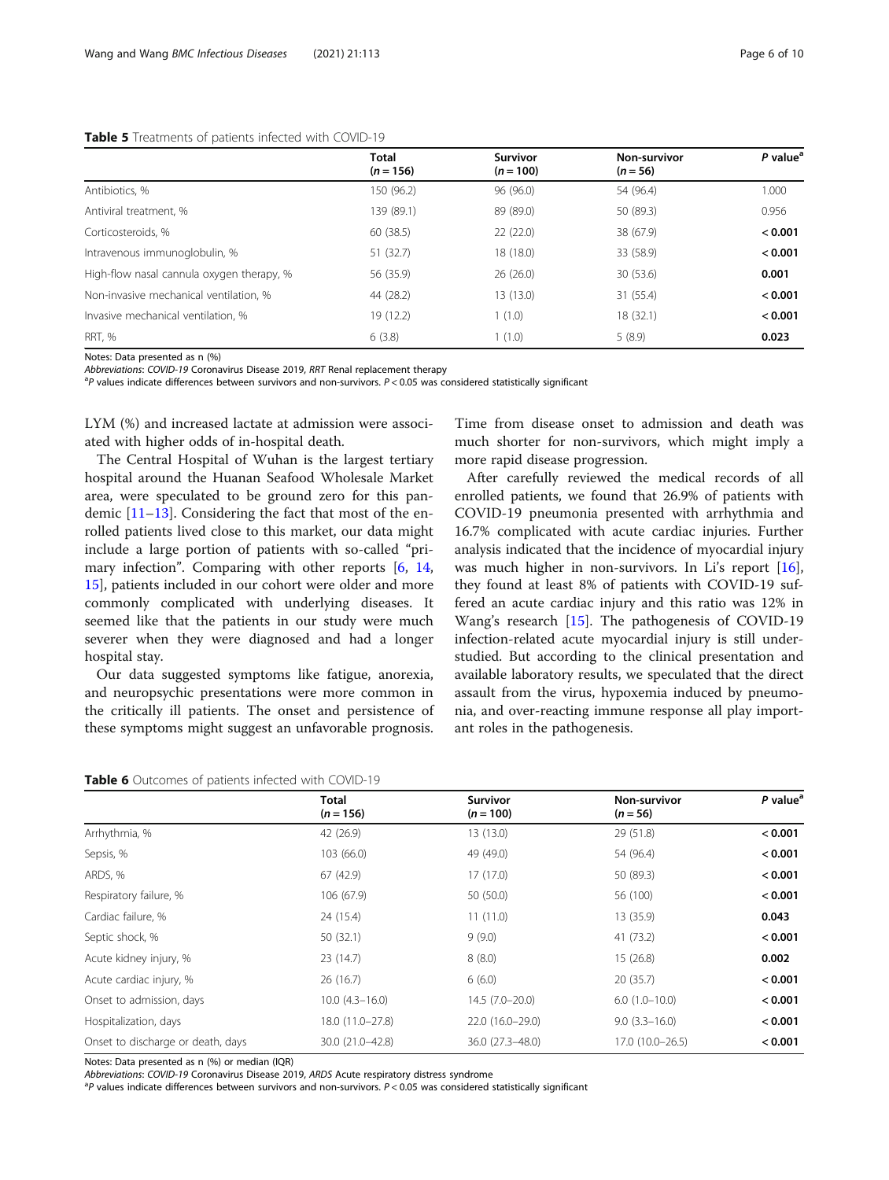**Table 5** Treatments of patients infected with COVID-19

| | Total ($n = 156$) | Survivor ($n = 100$) | Non-survivor ($n = 56$) | *P* value[a] |
|---|---|---|---|---|
| Antibiotics, % | 150 (96.2) | 96 (96.0) | 54 (96.4) | 1.000 |
| Antiviral treatment, % | 139 (89.1) | 89 (89.0) | 50 (89.3) | 0.956 |
| Corticosteroids, % | 60 (38.5) | 22 (22.0) | 38 (67.9) | **< 0.001** |
| Intravenous immunoglobulin, % | 51 (32.7) | 18 (18.0) | 33 (58.9) | **< 0.001** |
| High-flow nasal cannula oxygen therapy, % | 56 (35.9) | 26 (26.0) | 30 (53.6) | **0.001** |
| Non-invasive mechanical ventilation, % | 44 (28.2) | 13 (13.0) | 31 (55.4) | **< 0.001** |
| Invasive mechanical ventilation, % | 19 (12.2) | 1 (1.0) | 18 (32.1) | **< 0.001** |
| RRT, % | 6 (3.8) | 1 (1.0) | 5 (8.9) | **0.023** |

Notes: Data presented as n (%)
*Abbreviations*: *COVID-19* Coronavirus Disease 2019, *RRT* Renal replacement therapy
[a]*P* values indicate differences between survivors and non-survivors. $P < 0.05$ was considered statistically significant

LYM (%) and increased lactate at admission were associated with higher odds of in-hospital death.

The Central Hospital of Wuhan is the largest tertiary hospital around the Huanan Seafood Wholesale Market area, were speculated to be ground zero for this pandemic [11–13]. Considering the fact that most of the enrolled patients lived close to this market, our data might include a large portion of patients with so-called "primary infection". Comparing with other reports [6, 14, 15], patients included in our cohort were older and more commonly complicated with underlying diseases. It seemed like that the patients in our study were much severer when they were diagnosed and had a longer hospital stay.

Our data suggested symptoms like fatigue, anorexia, and neuropsychic presentations were more common in the critically ill patients. The onset and persistence of these symptoms might suggest an unfavorable prognosis. Time from disease onset to admission and death was much shorter for non-survivors, which might imply a more rapid disease progression.

After carefully reviewed the medical records of all enrolled patients, we found that 26.9% of patients with COVID-19 pneumonia presented with arrhythmia and 16.7% complicated with acute cardiac injuries. Further analysis indicated that the incidence of myocardial injury was much higher in non-survivors. In Li's report [16], they found at least 8% of patients with COVID-19 suffered an acute cardiac injury and this ratio was 12% in Wang's research [15]. The pathogenesis of COVID-19 infection-related acute myocardial injury is still understudied. But according to the clinical presentation and available laboratory results, we speculated that the direct assault from the virus, hypoxemia induced by pneumonia, and over-reacting immune response all play important roles in the pathogenesis.

**Table 6** Outcomes of patients infected with COVID-19

| | Total ($n = 156$) | Survivor ($n = 100$) | Non-survivor ($n = 56$) | *P* value[a] |
|---|---|---|---|---|
| Arrhythmia, % | 42 (26.9) | 13 (13.0) | 29 (51.8) | **< 0.001** |
| Sepsis, % | 103 (66.0) | 49 (49.0) | 54 (96.4) | **< 0.001** |
| ARDS, % | 67 (42.9) | 17 (17.0) | 50 (89.3) | **< 0.001** |
| Respiratory failure, % | 106 (67.9) | 50 (50.0) | 56 (100) | **< 0.001** |
| Cardiac failure, % | 24 (15.4) | 11 (11.0) | 13 (35.9) | **0.043** |
| Septic shock, % | 50 (32.1) | 9 (9.0) | 41 (73.2) | **< 0.001** |
| Acute kidney injury, % | 23 (14.7) | 8 (8.0) | 15 (26.8) | **0.002** |
| Acute cardiac injury, % | 26 (16.7) | 6 (6.0) | 20 (35.7) | **< 0.001** |
| Onset to admission, days | 10.0 (4.3–16.0) | 14.5 (7.0–20.0) | 6.0 (1.0–10.0) | **< 0.001** |
| Hospitalization, days | 18.0 (11.0–27.8) | 22.0 (16.0–29.0) | 9.0 (3.3–16.0) | **< 0.001** |
| Onset to discharge or death, days | 30.0 (21.0–42.8) | 36.0 (27.3–48.0) | 17.0 (10.0–26.5) | **< 0.001** |

Notes: Data presented as n (%) or median (IQR)
*Abbreviations*: *COVID-19* Coronavirus Disease 2019, *ARDS* Acute respiratory distress syndrome
[a]*P* values indicate differences between survivors and non-survivors. $P < 0.05$ was considered statistically significant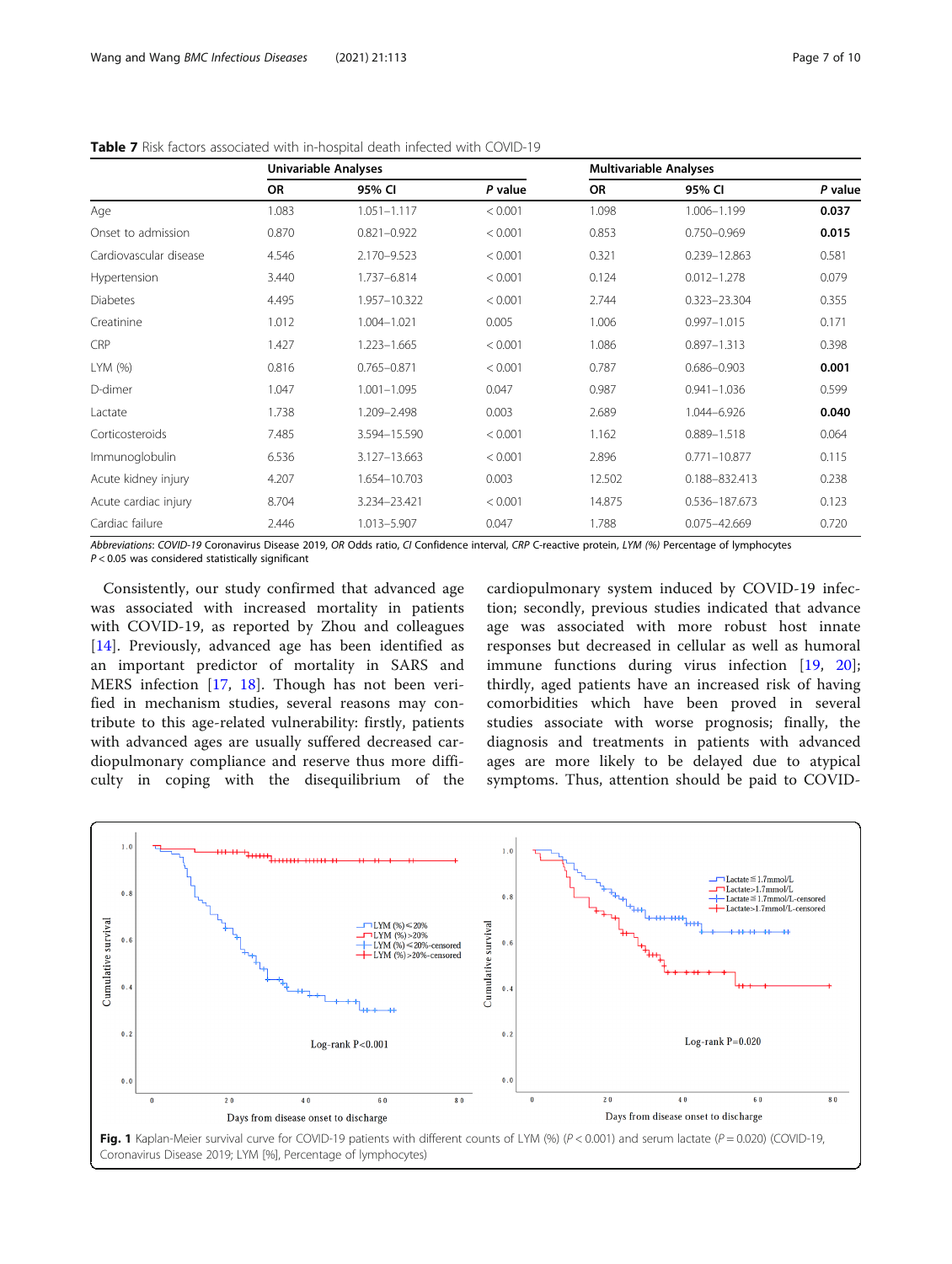**Table 7** Risk factors associated with in-hospital death infected with COVID-19

| | Univariable Analyses | | | Multivariable Analyses | | |
|---|---|---|---|---|---|---|
| | OR | 95% CI | *P* value | OR | 95% CI | *P* value |
| Age | 1.083 | 1.051–1.117 | < 0.001 | 1.098 | 1.006–1.199 | **0.037** |
| Onset to admission | 0.870 | 0.821–0.922 | < 0.001 | 0.853 | 0.750–0.969 | **0.015** |
| Cardiovascular disease | 4.546 | 2.170–9.523 | < 0.001 | 0.321 | 0.239–12.863 | 0.581 |
| Hypertension | 3.440 | 1.737–6.814 | < 0.001 | 0.124 | 0.012–1.278 | 0.079 |
| Diabetes | 4.495 | 1.957–10.322 | < 0.001 | 2.744 | 0.323–23.304 | 0.355 |
| Creatinine | 1.012 | 1.004–1.021 | 0.005 | 1.006 | 0.997–1.015 | 0.171 |
| CRP | 1.427 | 1.223–1.665 | < 0.001 | 1.086 | 0.897–1.313 | 0.398 |
| LYM (%) | 0.816 | 0.765–0.871 | < 0.001 | 0.787 | 0.686–0.903 | **0.001** |
| D-dimer | 1.047 | 1.001–1.095 | 0.047 | 0.987 | 0.941–1.036 | 0.599 |
| Lactate | 1.738 | 1.209–2.498 | 0.003 | 2.689 | 1.044–6.926 | **0.040** |
| Corticosteroids | 7.485 | 3.594–15.590 | < 0.001 | 1.162 | 0.889–1.518 | 0.064 |
| Immunoglobulin | 6.536 | 3.127–13.663 | < 0.001 | 2.896 | 0.771–10.877 | 0.115 |
| Acute kidney injury | 4.207 | 1.654–10.703 | 0.003 | 12.502 | 0.188–832.413 | 0.238 |
| Acute cardiac injury | 8.704 | 3.234–23.421 | < 0.001 | 14.875 | 0.536–187.673 | 0.123 |
| Cardiac failure | 2.446 | 1.013–5.907 | 0.047 | 1.788 | 0.075–42.669 | 0.720 |

*Abbreviations*: *COVID-19* Coronavirus Disease 2019, *OR* Odds ratio, *CI* Confidence interval, *CRP* C-reactive protein, *LYM (%)* Percentage of lymphocytes
$P < 0.05$ was considered statistically significant

Consistently, our study confirmed that advanced age was associated with increased mortality in patients with COVID-19, as reported by Zhou and colleagues [14]. Previously, advanced age has been identified as an important predictor of mortality in SARS and MERS infection [17, 18]. Though has not been verified in mechanism studies, several reasons may contribute to this age-related vulnerability: firstly, patients with advanced ages are usually suffered decreased cardiopulmonary compliance and reserve thus more difficulty in coping with the disequilibrium of the cardiopulmonary system induced by COVID-19 infection; secondly, previous studies indicated that advance age was associated with more robust host innate responses but decreased in cellular as well as humoral immune functions during virus infection [19, 20]; thirdly, aged patients have an increased risk of having comorbidities which have been proved in several studies associate with worse prognosis; finally, the diagnosis and treatments in patients with advanced ages are more likely to be delayed due to atypical symptoms. Thus, attention should be paid to COVID-

**Fig. 1** Kaplan-Meier survival curve for COVID-19 patients with different counts of LYM (%) ($P < 0.001$) and serum lactate ($P = 0.020$) (COVID-19, Coronavirus Disease 2019; LYM [%], Percentage of lymphocytes)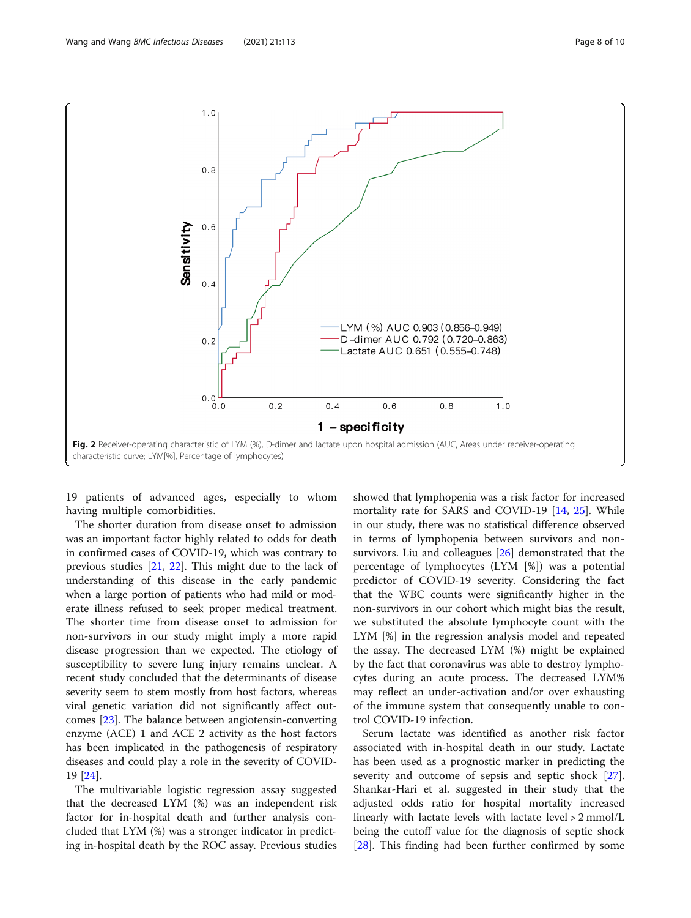Fig. 2 Receiver-operating characteristic of LYM (%), D-dimer and lactate upon hospital admission (AUC, Areas under receiver-operating characteristic curve; LYM[%], Percentage of lymphocytes)

19 patients of advanced ages, especially to whom having multiple comorbidities.

The shorter duration from disease onset to admission was an important factor highly related to odds for death in confirmed cases of COVID-19, which was contrary to previous studies [21, 22]. This might due to the lack of understanding of this disease in the early pandemic when a large portion of patients who had mild or moderate illness refused to seek proper medical treatment. The shorter time from disease onset to admission for non-survivors in our study might imply a more rapid disease progression than we expected. The etiology of susceptibility to severe lung injury remains unclear. A recent study concluded that the determinants of disease severity seem to stem mostly from host factors, whereas viral genetic variation did not significantly affect outcomes [23]. The balance between angiotensin-converting enzyme (ACE) 1 and ACE 2 activity as the host factors has been implicated in the pathogenesis of respiratory diseases and could play a role in the severity of COVID-19 [24].

The multivariable logistic regression assay suggested that the decreased LYM (%) was an independent risk factor for in-hospital death and further analysis concluded that LYM (%) was a stronger indicator in predicting in-hospital death by the ROC assay. Previous studies showed that lymphopenia was a risk factor for increased mortality rate for SARS and COVID-19 [14, 25]. While in our study, there was no statistical difference observed in terms of lymphopenia between survivors and non-survivors. Liu and colleagues [26] demonstrated that the percentage of lymphocytes (LYM [%]) was a potential predictor of COVID-19 severity. Considering the fact that the WBC counts were significantly higher in the non-survivors in our cohort which might bias the result, we substituted the absolute lymphocyte count with the LYM [%] in the regression analysis model and repeated the assay. The decreased LYM (%) might be explained by the fact that coronavirus was able to destroy lymphocytes during an acute process. The decreased LYM% may reflect an under-activation and/or over exhausting of the immune system that consequently unable to control COVID-19 infection.

Serum lactate was identified as another risk factor associated with in-hospital death in our study. Lactate has been used as a prognostic marker in predicting the severity and outcome of sepsis and septic shock [27]. Shankar-Hari et al. suggested in their study that the adjusted odds ratio for hospital mortality increased linearly with lactate levels with lactate level > 2 mmol/L being the cutoff value for the diagnosis of septic shock [28]. This finding had been further confirmed by some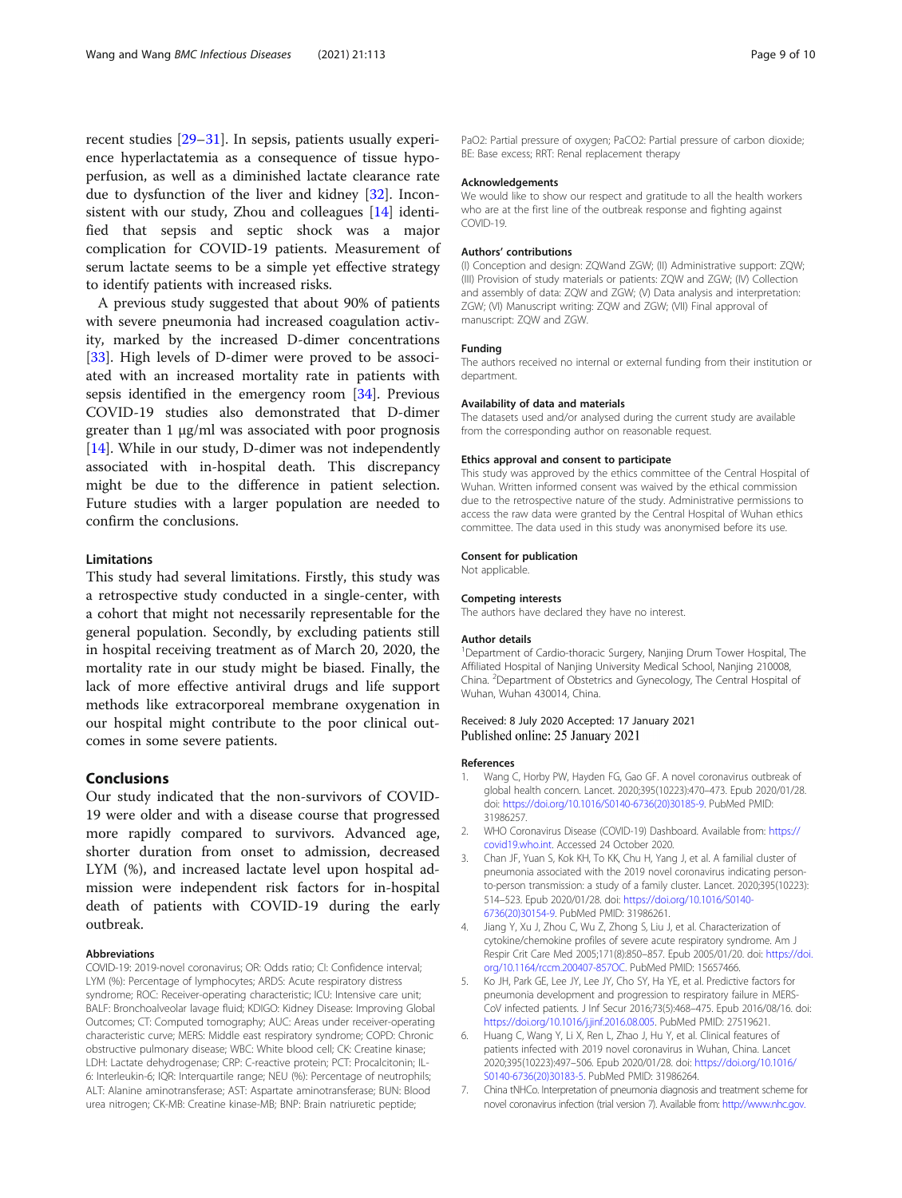recent studies [29–31]. In sepsis, patients usually experience hyperlactatemia as a consequence of tissue hypoperfusion, as well as a diminished lactate clearance rate due to dysfunction of the liver and kidney [32]. Inconsistent with our study, Zhou and colleagues [14] identified that sepsis and septic shock was a major complication for COVID-19 patients. Measurement of serum lactate seems to be a simple yet effective strategy to identify patients with increased risks.

A previous study suggested that about 90% of patients with severe pneumonia had increased coagulation activity, marked by the increased D-dimer concentrations [33]. High levels of D-dimer were proved to be associated with an increased mortality rate in patients with sepsis identified in the emergency room [34]. Previous COVID-19 studies also demonstrated that D-dimer greater than 1 μg/ml was associated with poor prognosis [14]. While in our study, D-dimer was not independently associated with in-hospital death. This discrepancy might be due to the difference in patient selection. Future studies with a larger population are needed to confirm the conclusions.

### Limitations

This study had several limitations. Firstly, this study was a retrospective study conducted in a single-center, with a cohort that might not necessarily representable for the general population. Secondly, by excluding patients still in hospital receiving treatment as of March 20, 2020, the mortality rate in our study might be biased. Finally, the lack of more effective antiviral drugs and life support methods like extracorporeal membrane oxygenation in our hospital might contribute to the poor clinical outcomes in some severe patients.

## Conclusions

Our study indicated that the non-survivors of COVID-19 were older and with a disease course that progressed more rapidly compared to survivors. Advanced age, shorter duration from onset to admission, decreased LYM (%), and increased lactate level upon hospital admission were independent risk factors for in-hospital death of patients with COVID-19 during the early outbreak.

#### Abbreviations

COVID-19: 2019-novel coronavirus; OR: Odds ratio; CI: Confidence interval; LYM (%): Percentage of lymphocytes; ARDS: Acute respiratory distress syndrome; ROC: Receiver-operating characteristic; ICU: Intensive care unit; BALF: Bronchoalveolar lavage fluid; KDIGO: Kidney Disease: Improving Global Outcomes; CT: Computed tomography; AUC: Areas under receiver-operating characteristic curve; MERS: Middle east respiratory syndrome; COPD: Chronic obstructive pulmonary disease; WBC: White blood cell; CK: Creatine kinase; LDH: Lactate dehydrogenase; CRP: C-reactive protein; PCT: Procalcitonin; IL-6: Interleukin-6; IQR: Interquartile range; NEU (%): Percentage of neutrophils; ALT: Alanine aminotransferase; AST: Aspartate aminotransferase; BUN: Blood urea nitrogen; CK-MB: Creatine kinase-MB; BNP: Brain natriuretic peptide; PaO2: Partial pressure of oxygen; PaCO2: Partial pressure of carbon dioxide; BE: Base excess; RRT: Renal replacement therapy

#### Acknowledgements

We would like to show our respect and gratitude to all the health workers who are at the first line of the outbreak response and fighting against COVID-19.

#### Authors' contributions

(I) Conception and design: ZQWand ZGW; (II) Administrative support: ZQW; (III) Provision of study materials or patients: ZQW and ZGW; (IV) Collection and assembly of data: ZQW and ZGW; (V) Data analysis and interpretation: ZGW; (VI) Manuscript writing: ZQW and ZGW; (VII) Final approval of manuscript: ZQW and ZGW.

#### Funding

The authors received no internal or external funding from their institution or department.

#### Availability of data and materials

The datasets used and/or analysed during the current study are available from the corresponding author on reasonable request.

#### Ethics approval and consent to participate

This study was approved by the ethics committee of the Central Hospital of Wuhan. Written informed consent was waived by the ethical commission due to the retrospective nature of the study. Administrative permissions to access the raw data were granted by the Central Hospital of Wuhan ethics committee. The data used in this study was anonymised before its use.

#### Consent for publication

Not applicable.

#### Competing interests

The authors have declared they have no interest.

#### Author details

[1]Department of Cardio-thoracic Surgery, Nanjing Drum Tower Hospital, The Affiliated Hospital of Nanjing University Medical School, Nanjing 210008, China. [2]Department of Obstetrics and Gynecology, The Central Hospital of Wuhan, Wuhan 430014, China.

Received: 8 July 2020 Accepted: 17 January 2021
Published online: 25 January 2021

#### References

1. Wang C, Horby PW, Hayden FG, Gao GF. A novel coronavirus outbreak of global health concern. Lancet. 2020;395(10223):470–473. Epub 2020/01/28. doi: https://doi.org/10.1016/S0140-6736(20)30185-9. PubMed PMID: 31986257.
2. WHO Coronavirus Disease (COVID-19) Dashboard. Available from: https://covid19.who.int. Accessed 24 October 2020.
3. Chan JF, Yuan S, Kok KH, To KK, Chu H, Yang J, et al. A familial cluster of pneumonia associated with the 2019 novel coronavirus indicating person-to-person transmission: a study of a family cluster. Lancet. 2020;395(10223): 514–523. Epub 2020/01/28. doi: https://doi.org/10.1016/S0140-6736(20)30154-9. PubMed PMID: 31986261.
4. Jiang Y, Xu J, Zhou C, Wu Z, Zhong S, Liu J, et al. Characterization of cytokine/chemokine profiles of severe acute respiratory syndrome. Am J Respir Crit Care Med 2005;171(8):850–857. Epub 2005/01/20. doi: https://doi.org/10.1164/rccm.200407-857OC. PubMed PMID: 15657466.
5. Ko JH, Park GE, Lee JY, Lee JY, Cho SY, Ha YE, et al. Predictive factors for pneumonia development and progression to respiratory failure in MERS-CoV infected patients. J Inf Secur 2016;73(5):468–475. Epub 2016/08/16. doi: https://doi.org/10.1016/j.jinf.2016.08.005. PubMed PMID: 27519621.
6. Huang C, Wang Y, Li X, Ren L, Zhao J, Hu Y, et al. Clinical features of patients infected with 2019 novel coronavirus in Wuhan, China. Lancet 2020;395(10223):497–506. Epub 2020/01/28. doi: https://doi.org/10.1016/S0140-6736(20)30183-5. PubMed PMID: 31986264.
7. China tNHCo. Interpretation of pneumonia diagnosis and treatment scheme for novel coronavirus infection (trial version 7). Available from: http://www.nhc.gov.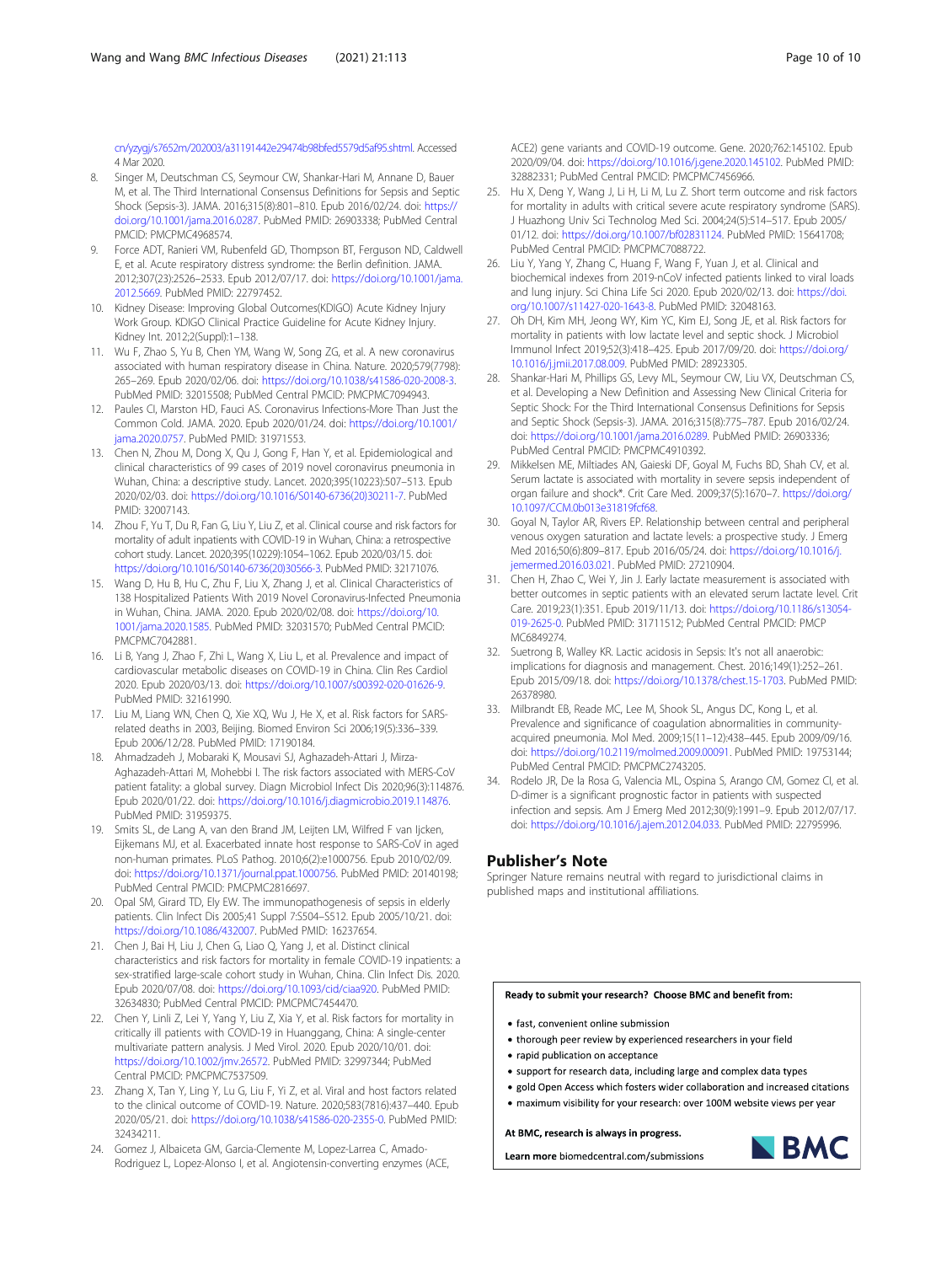cn/yzygj/s7652m/202003/a31191442e29474b98bfed5579d5af95.shtml. Accessed 4 Mar 2020.

8. Singer M, Deutschman CS, Seymour CW, Shankar-Hari M, Annane D, Bauer M, et al. The Third International Consensus Definitions for Sepsis and Septic Shock (Sepsis-3). JAMA. 2016;315(8):801–810. Epub 2016/02/24. doi: https://doi.org/10.1001/jama.2016.0287. PubMed PMID: 26903338; PubMed Central PMCID: PMCPMC4968574.
9. Force ADT, Ranieri VM, Rubenfeld GD, Thompson BT, Ferguson ND, Caldwell E, et al. Acute respiratory distress syndrome: the Berlin definition. JAMA. 2012;307(23):2526–2533. Epub 2012/07/17. doi: https://doi.org/10.1001/jama.2012.5669. PubMed PMID: 22797452.
10. Kidney Disease: Improving Global Outcomes(KDIGO) Acute Kidney Injury Work Group. KDIGO Clinical Practice Guideline for Acute Kidney Injury. Kidney Int. 2012;2(Suppl):1–138.
11. Wu F, Zhao S, Yu B, Chen YM, Wang W, Song ZG, et al. A new coronavirus associated with human respiratory disease in China. Nature. 2020;579(7798):265–269. Epub 2020/02/06. doi: https://doi.org/10.1038/s41586-020-2008-3. PubMed PMID: 32015508; PubMed Central PMCID: PMCPMC7094943.
12. Paules CI, Marston HD, Fauci AS. Coronavirus Infections-More Than Just the Common Cold. JAMA. 2020. Epub 2020/01/24. doi: https://doi.org/10.1001/jama.2020.0757. PubMed PMID: 31971553.
13. Chen N, Zhou M, Dong X, Qu J, Gong F, Han Y, et al. Epidemiological and clinical characteristics of 99 cases of 2019 novel coronavirus pneumonia in Wuhan, China: a descriptive study. Lancet. 2020;395(10223):507–513. Epub 2020/02/03. doi: https://doi.org/10.1016/S0140-6736(20)30211-7. PubMed PMID: 32007143.
14. Zhou F, Yu T, Du R, Fan G, Liu Y, Liu Z, et al. Clinical course and risk factors for mortality of adult inpatients with COVID-19 in Wuhan, China: a retrospective cohort study. Lancet. 2020;395(10229):1054–1062. Epub 2020/03/15. doi: https://doi.org/10.1016/S0140-6736(20)30566-3. PubMed PMID: 32171076.
15. Wang D, Hu B, Hu C, Zhu F, Liu X, Zhang J, et al. Clinical Characteristics of 138 Hospitalized Patients With 2019 Novel Coronavirus-Infected Pneumonia in Wuhan, China. JAMA. 2020. Epub 2020/02/08. doi: https://doi.org/10.1001/jama.2020.1585. PubMed PMID: 32031570; PubMed Central PMCID: PMCPMC7042881.
16. Li B, Yang J, Zhao F, Zhi L, Wang X, Liu L, et al. Prevalence and impact of cardiovascular metabolic diseases on COVID-19 in China. Clin Res Cardiol 2020. Epub 2020/03/13. doi: https://doi.org/10.1007/s00392-020-01626-9. PubMed PMID: 32161990.
17. Liu M, Liang WN, Chen Q, Xie XQ, Wu J, He X, et al. Risk factors for SARS-related deaths in 2003, Beijing. Biomed Environ Sci 2006;19(5):336–339. Epub 2006/12/28. PubMed PMID: 17190184.
18. Ahmadzadeh J, Mobaraki K, Mousavi SJ, Aghazadeh-Attari J, Mirza-Aghazadeh-Attari M, Mohebbi I. The risk factors associated with MERS-CoV patient fatality: a global survey. Diagn Microbiol Infect Dis 2020;96(3):114876. Epub 2020/01/22. doi: https://doi.org/10.1016/j.diagmicrobio.2019.114876. PubMed PMID: 31959375.
19. Smits SL, de Lang A, van den Brand JM, Leijten LM, Wilfred F van Ijcken, Eijkemans MJ, et al. Exacerbated innate host response to SARS-CoV in aged non-human primates. PLoS Pathog. 2010;6(2):e1000756. Epub 2010/02/09. doi: https://doi.org/10.1371/journal.ppat.1000756. PubMed PMID: 20140198; PubMed Central PMCID: PMCPMC2816697.
20. Opal SM, Girard TD, Ely EW. The immunopathogenesis of sepsis in elderly patients. Clin Infect Dis 2005;41 Suppl 7:S504–S512. Epub 2005/10/21. doi: https://doi.org/10.1086/432007. PubMed PMID: 16237654.
21. Chen J, Bai H, Liu J, Chen G, Liao Q, Yang J, et al. Distinct clinical characteristics and risk factors for mortality in female COVID-19 inpatients: a sex-stratified large-scale cohort study in Wuhan, China. Clin Infect Dis. 2020. Epub 2020/07/08. doi: https://doi.org/10.1093/cid/ciaa920. PubMed PMID: 32634830; PubMed Central PMCID: PMCPMC7454470.
22. Chen Y, Linli Z, Lei Y, Yang Y, Liu Z, Xia Y, et al. Risk factors for mortality in critically ill patients with COVID-19 in Huanggang, China: A single-center multivariate pattern analysis. J Med Virol. 2020. Epub 2020/10/01. doi: https://doi.org/10.1002/jmv.26572. PubMed PMID: 32997344; PubMed Central PMCID: PMCPMC7537509.
23. Zhang X, Tan Y, Ling Y, Lu G, Liu F, Yi Z, et al. Viral and host factors related to the clinical outcome of COVID-19. Nature. 2020;583(7816):437–440. Epub 2020/05/21. doi: https://doi.org/10.1038/s41586-020-2355-0. PubMed PMID: 32434211.
24. Gomez J, Albaiceta GM, Garcia-Clemente M, Lopez-Larrea C, Amado-Rodriguez L, Lopez-Alonso I, et al. Angiotensin-converting enzymes (ACE, ACE2) gene variants and COVID-19 outcome. Gene. 2020;762:145102. Epub 2020/09/04. doi: https://doi.org/10.1016/j.gene.2020.145102. PubMed PMID: 32882331; PubMed Central PMCID: PMCPMC7456966.
25. Hu X, Deng Y, Wang J, Li H, Li M, Lu Z. Short term outcome and risk factors for mortality in adults with critical severe acute respiratory syndrome (SARS). J Huazhong Univ Sci Technolog Med Sci. 2004;24(5):514–517. Epub 2005/01/12. doi: https://doi.org/10.1007/bf02831124. PubMed PMID: 15641708; PubMed Central PMCID: PMCPMC7088722.
26. Liu Y, Yang Y, Zhang C, Huang F, Wang F, Yuan J, et al. Clinical and biochemical indexes from 2019-nCoV infected patients linked to viral loads and lung injury. Sci China Life Sci 2020. Epub 2020/02/13. doi: https://doi.org/10.1007/s11427-020-1643-8. PubMed PMID: 32048163.
27. Oh DH, Kim MH, Jeong WY, Kim YC, Kim EJ, Song JE, et al. Risk factors for mortality in patients with low lactate level and septic shock. J Microbiol Immunol Infect 2019;52(3):418–425. Epub 2017/09/20. doi: https://doi.org/10.1016/j.jmii.2017.08.009. PubMed PMID: 28923305.
28. Shankar-Hari M, Phillips GS, Levy ML, Seymour CW, Liu VX, Deutschman CS, et al. Developing a New Definition and Assessing New Clinical Criteria for Septic Shock: For the Third International Consensus Definitions for Sepsis and Septic Shock (Sepsis-3). JAMA. 2016;315(8):775–787. Epub 2016/02/24. doi: https://doi.org/10.1001/jama.2016.0289. PubMed PMID: 26903336; PubMed Central PMCID: PMCPMC4910392.
29. Mikkelsen ME, Miltiades AN, Gaieski DF, Goyal M, Fuchs BD, Shah CV, et al. Serum lactate is associated with mortality in severe sepsis independent of organ failure and shock*. Crit Care Med. 2009;37(5):1670–7. https://doi.org/10.1097/CCM.0b013e31819fcf68.
30. Goyal N, Taylor AR, Rivers EP. Relationship between central and peripheral venous oxygen saturation and lactate levels: a prospective study. J Emerg Med 2016;50(6):809–817. Epub 2016/05/24. doi: https://doi.org/10.1016/j.jemermed.2016.03.021. PubMed PMID: 27210904.
31. Chen H, Zhao C, Wei Y, Jin J. Early lactate measurement is associated with better outcomes in septic patients with an elevated serum lactate level. Crit Care. 2019;23(1):351. Epub 2019/11/13. doi: https://doi.org/10.1186/s13054-019-2625-0. PubMed PMID: 31711512; PubMed Central PMCID: PMCPMC6849274.
32. Suetrong B, Walley KR. Lactic acidosis in Sepsis: It's not all anaerobic: implications for diagnosis and management. Chest. 2016;149(1):252–261. Epub 2015/09/18. doi: https://doi.org/10.1378/chest.15-1703. PubMed PMID: 26378980.
33. Milbrandt EB, Reade MC, Lee M, Shook SL, Angus DC, Kong L, et al. Prevalence and significance of coagulation abnormalities in community-acquired pneumonia. Mol Med. 2009;15(11–12):438–445. Epub 2009/09/16. doi: https://doi.org/10.2119/molmed.2009.00091. PubMed PMID: 19753144; PubMed Central PMCID: PMCPMC2743205.
34. Rodelo JR, De la Rosa G, Valencia ML, Ospina S, Arango CM, Gomez CI, et al. D-dimer is a significant prognostic factor in patients with suspected infection and sepsis. Am J Emerg Med 2012;30(9):1991–9. Epub 2012/07/17. doi: https://doi.org/10.1016/j.ajem.2012.04.033. PubMed PMID: 22795996.

## Publisher's Note

Springer Nature remains neutral with regard to jurisdictional claims in published maps and institutional affiliations.

**Ready to submit your research? Choose BMC and benefit from:**

- fast, convenient online submission
- thorough peer review by experienced researchers in your field
- rapid publication on acceptance
- support for research data, including large and complex data types
- gold Open Access which fosters wider collaboration and increased citations
- maximum visibility for your research: over 100M website views per year

**At BMC, research is always in progress.**

**Learn more** biomedcentral.com/submissions

BMC